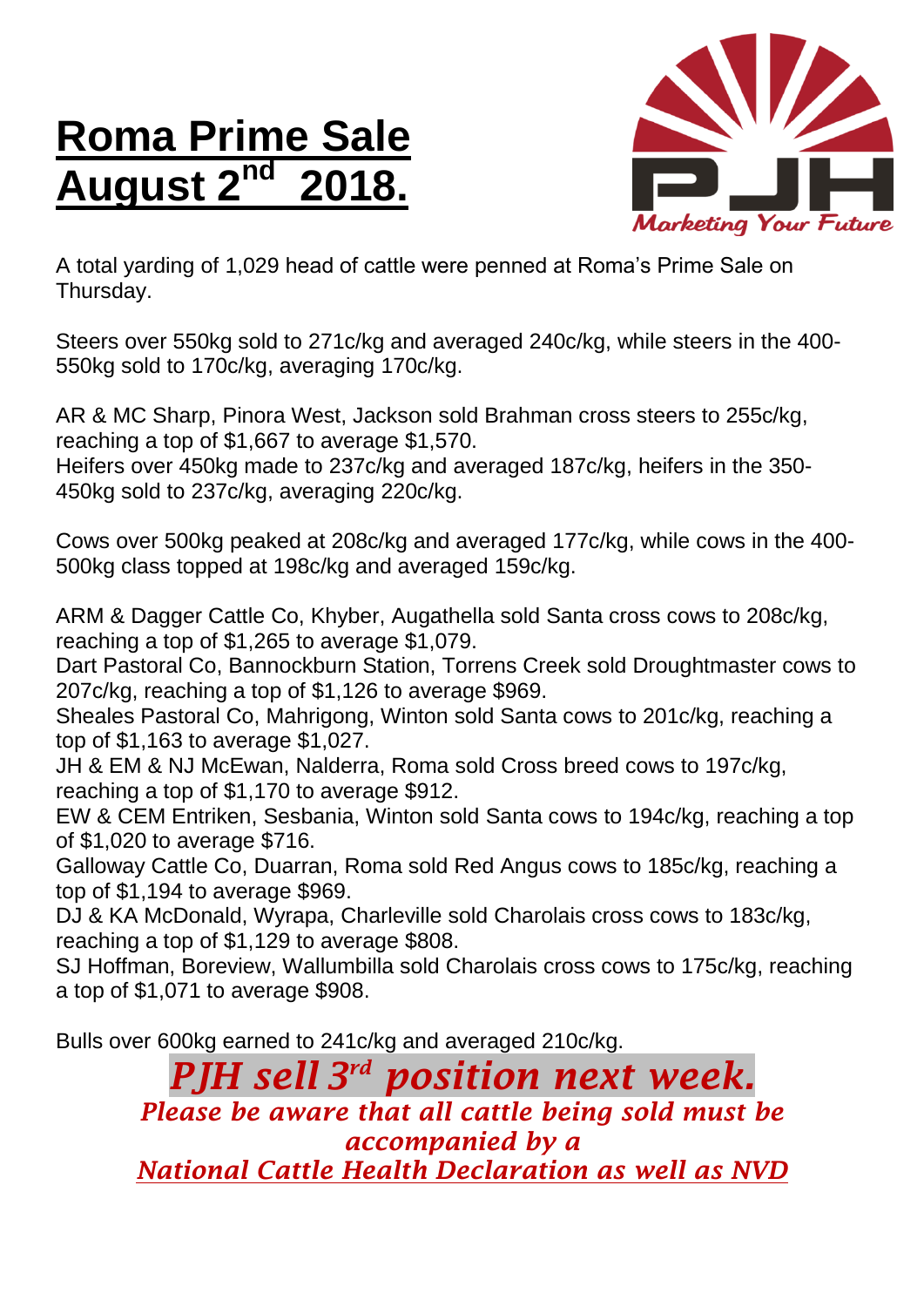# Roma Prime Sale August 2nd 2018.

Marketing Your Future

A total yarding of 1,029 head of cattle were penned at Roma's Prime Sale on Thursday.

Steers over 550kg sold to 271c/kg and averaged 240c/kg, while steers in the 400-550kg sold to 170c/kg, averaging 170c/kg.

AR & MC Sharp, Pinora West, Jackson sold Brahman cross steers to 255c/kg, reaching a top of $1,667 to average $1,570.
Heifers over 450kg made to 237c/kg and averaged 187c/kg, heifers in the 350-450kg sold to 237c/kg, averaging 220c/kg.

Cows over 500kg peaked at 208c/kg and averaged 177c/kg, while cows in the 400-500kg class topped at 198c/kg and averaged 159c/kg.

ARM & Dagger Cattle Co, Khyber, Augathella sold Santa cross cows to 208c/kg, reaching a top of $1,265 to average $1,079.
Dart Pastoral Co, Bannockburn Station, Torrens Creek sold Droughtmaster cows to 207c/kg, reaching a top of $1,126 to average $969.
Sheales Pastoral Co, Mahrigong, Winton sold Santa cows to 201c/kg, reaching a top of $1,163 to average $1,027.
JH & EM & NJ McEwan, Nalderra, Roma sold Cross breed cows to 197c/kg, reaching a top of $1,170 to average $912.
EW & CEM Entriken, Sesbania, Winton sold Santa cows to 194c/kg, reaching a top of $1,020 to average $716.
Galloway Cattle Co, Duarran, Roma sold Red Angus cows to 185c/kg, reaching a top of $1,194 to average $969.
DJ & KA McDonald, Wyrapa, Charleville sold Charolais cross cows to 183c/kg, reaching a top of $1,129 to average $808.
SJ Hoffman, Boreview, Wallumbilla sold Charolais cross cows to 175c/kg, reaching a top of $1,071 to average $908.

Bulls over 600kg earned to 241c/kg and averaged 210c/kg.

***PJH sell 3rd position next week.***

*Please be aware that all cattle being sold must be accompanied by a*
*National Cattle Health Declaration as well as NVD*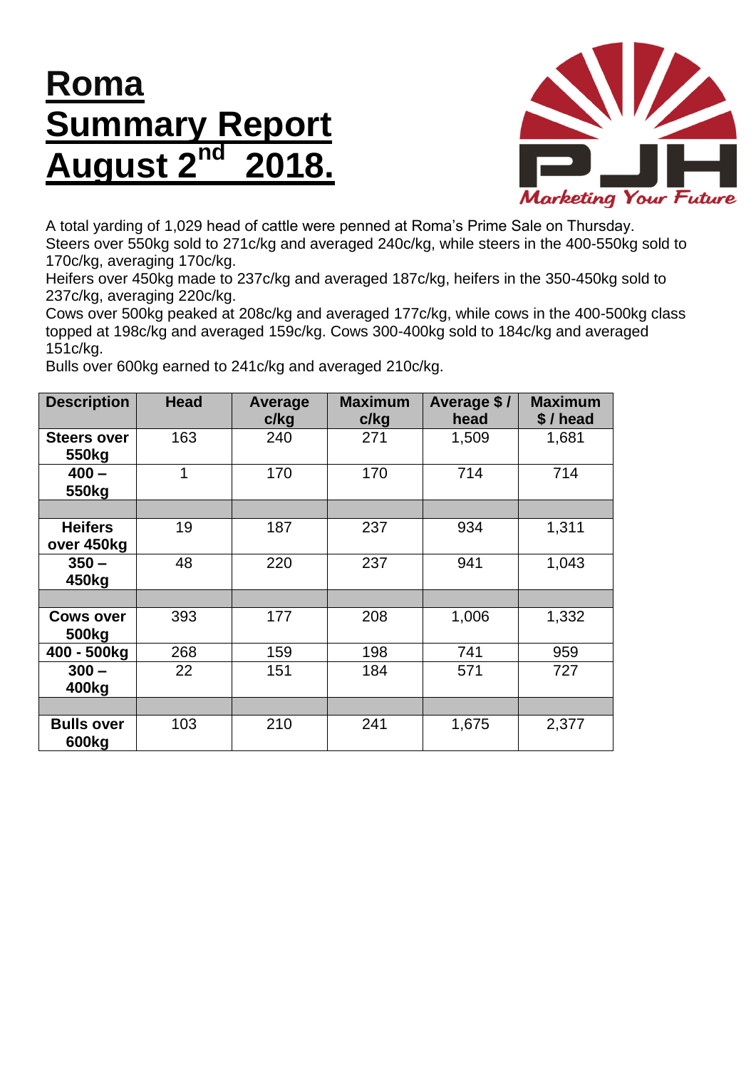# Roma Summary Report August 2nd 2018.

PJH
Marketing Your Future

A total yarding of 1,029 head of cattle were penned at Roma's Prime Sale on Thursday.
Steers over 550kg sold to 271c/kg and averaged 240c/kg, while steers in the 400-550kg sold to 170c/kg, averaging 170c/kg.
Heifers over 450kg made to 237c/kg and averaged 187c/kg, heifers in the 350-450kg sold to 237c/kg, averaging 220c/kg.
Cows over 500kg peaked at 208c/kg and averaged 177c/kg, while cows in the 400-500kg class topped at 198c/kg and averaged 159c/kg. Cows 300-400kg sold to 184c/kg and averaged 151c/kg.
Bulls over 600kg earned to 241c/kg and averaged 210c/kg.

| Description | Head | Average c/kg | Maximum c/kg | Average $ / head | Maximum $ / head |
|---|---|---|---|---|---|
| **Steers over 550kg** | 163 | 240 | 271 | 1,509 | 1,681 |
| **400 – 550kg** | 1 | 170 | 170 | 714 | 714 |
| | | | | | |
| **Heifers over 450kg** | 19 | 187 | 237 | 934 | 1,311 |
| **350 – 450kg** | 48 | 220 | 237 | 941 | 1,043 |
| | | | | | |
| **Cows over 500kg** | 393 | 177 | 208 | 1,006 | 1,332 |
| **400 - 500kg** | 268 | 159 | 198 | 741 | 959 |
| **300 – 400kg** | 22 | 151 | 184 | 571 | 727 |
| | | | | | |
| **Bulls over 600kg** | 103 | 210 | 241 | 1,675 | 2,377 |